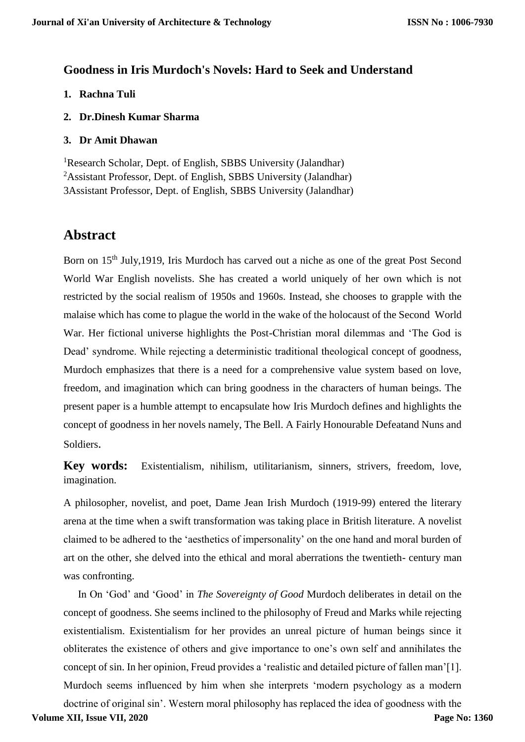## Goodness in Iris Murdoch's Novels: Hard to Seek and Understand

1. **Rachna Tuli**
2. **Dr.Dinesh Kumar Sharma**
3. **Dr Amit Dhawan**

[1]Research Scholar, Dept. of English, SBBS University (Jalandhar)
[2]Assistant Professor, Dept. of English, SBBS University (Jalandhar)
3Assistant Professor, Dept. of English, SBBS University (Jalandhar)

# Abstract

Born on 15th July,1919, Iris Murdoch has carved out a niche as one of the great Post Second World War English novelists. She has created a world uniquely of her own which is not restricted by the social realism of 1950s and 1960s. Instead, she chooses to grapple with the malaise which has come to plague the world in the wake of the holocaust of the Second World War. Her fictional universe highlights the Post-Christian moral dilemmas and 'The God is Dead' syndrome. While rejecting a deterministic traditional theological concept of goodness, Murdoch emphasizes that there is a need for a comprehensive value system based on love, freedom, and imagination which can bring goodness in the characters of human beings. The present paper is a humble attempt to encapsulate how Iris Murdoch defines and highlights the concept of goodness in her novels namely, The Bell. A Fairly Honourable Defeatand Nuns and Soldiers.

**Key words:** Existentialism, nihilism, utilitarianism, sinners, strivers, freedom, love, imagination.

A philosopher, novelist, and poet, Dame Jean Irish Murdoch (1919-99) entered the literary arena at the time when a swift transformation was taking place in British literature. A novelist claimed to be adhered to the 'aesthetics of impersonality' on the one hand and moral burden of art on the other, she delved into the ethical and moral aberrations the twentieth- century man was confronting.

In On 'God' and 'Good' in *The Sovereignty of Good* Murdoch deliberates in detail on the concept of goodness. She seems inclined to the philosophy of Freud and Marks while rejecting existentialism. Existentialism for her provides an unreal picture of human beings since it obliterates the existence of others and give importance to one's own self and annihilates the concept of sin. In her opinion, Freud provides a 'realistic and detailed picture of fallen man'[1]. Murdoch seems influenced by him when she interprets 'modern psychology as a modern doctrine of original sin'. Western moral philosophy has replaced the idea of goodness with the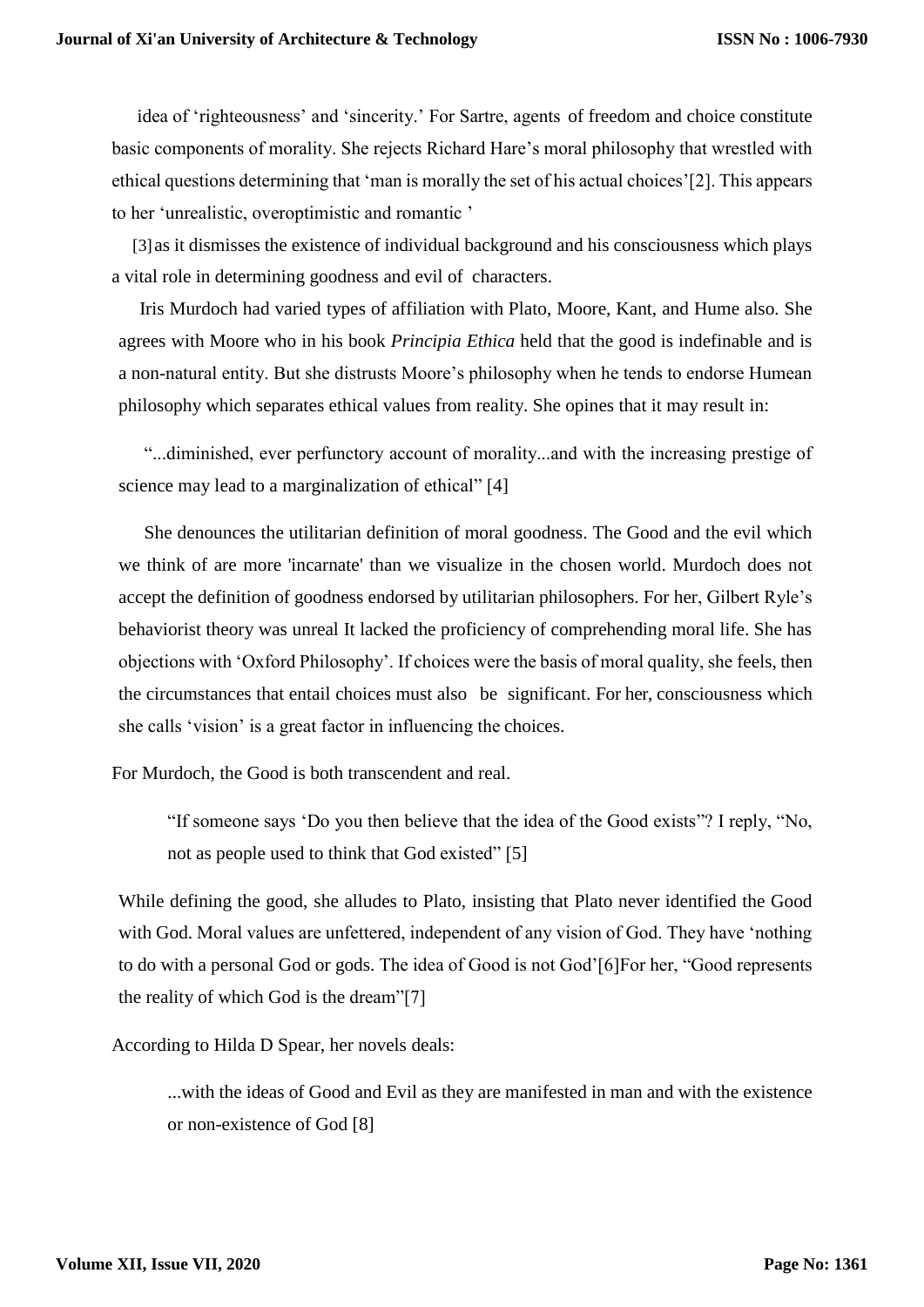idea of 'righteousness' and 'sincerity.' For Sartre, agents of freedom and choice constitute basic components of morality. She rejects Richard Hare's moral philosophy that wrestled with ethical questions determining that 'man is morally the set of his actual choices'[2]. This appears to her 'unrealistic, overoptimistic and romantic '

[3] as it dismisses the existence of individual background and his consciousness which plays a vital role in determining goodness and evil of characters.

Iris Murdoch had varied types of affiliation with Plato, Moore, Kant, and Hume also. She agrees with Moore who in his book *Principia Ethica* held that the good is indefinable and is a non-natural entity. But she distrusts Moore's philosophy when he tends to endorse Humean philosophy which separates ethical values from reality. She opines that it may result in:

"...diminished, ever perfunctory account of morality...and with the increasing prestige of science may lead to a marginalization of ethical" [4]

She denounces the utilitarian definition of moral goodness. The Good and the evil which we think of are more 'incarnate' than we visualize in the chosen world. Murdoch does not accept the definition of goodness endorsed by utilitarian philosophers. For her, Gilbert Ryle's behaviorist theory was unreal It lacked the proficiency of comprehending moral life. She has objections with 'Oxford Philosophy'. If choices were the basis of moral quality, she feels, then the circumstances that entail choices must also be significant. For her, consciousness which she calls 'vision' is a great factor in influencing the choices.

For Murdoch, the Good is both transcendent and real.

"If someone says 'Do you then believe that the idea of the Good exists"? I reply, "No, not as people used to think that God existed" [5]

While defining the good, she alludes to Plato, insisting that Plato never identified the Good with God. Moral values are unfettered, independent of any vision of God. They have 'nothing to do with a personal God or gods. The idea of Good is not God'[6]For her, "Good represents the reality of which God is the dream"[7]

According to Hilda D Spear, her novels deals:

...with the ideas of Good and Evil as they are manifested in man and with the existence or non-existence of God [8]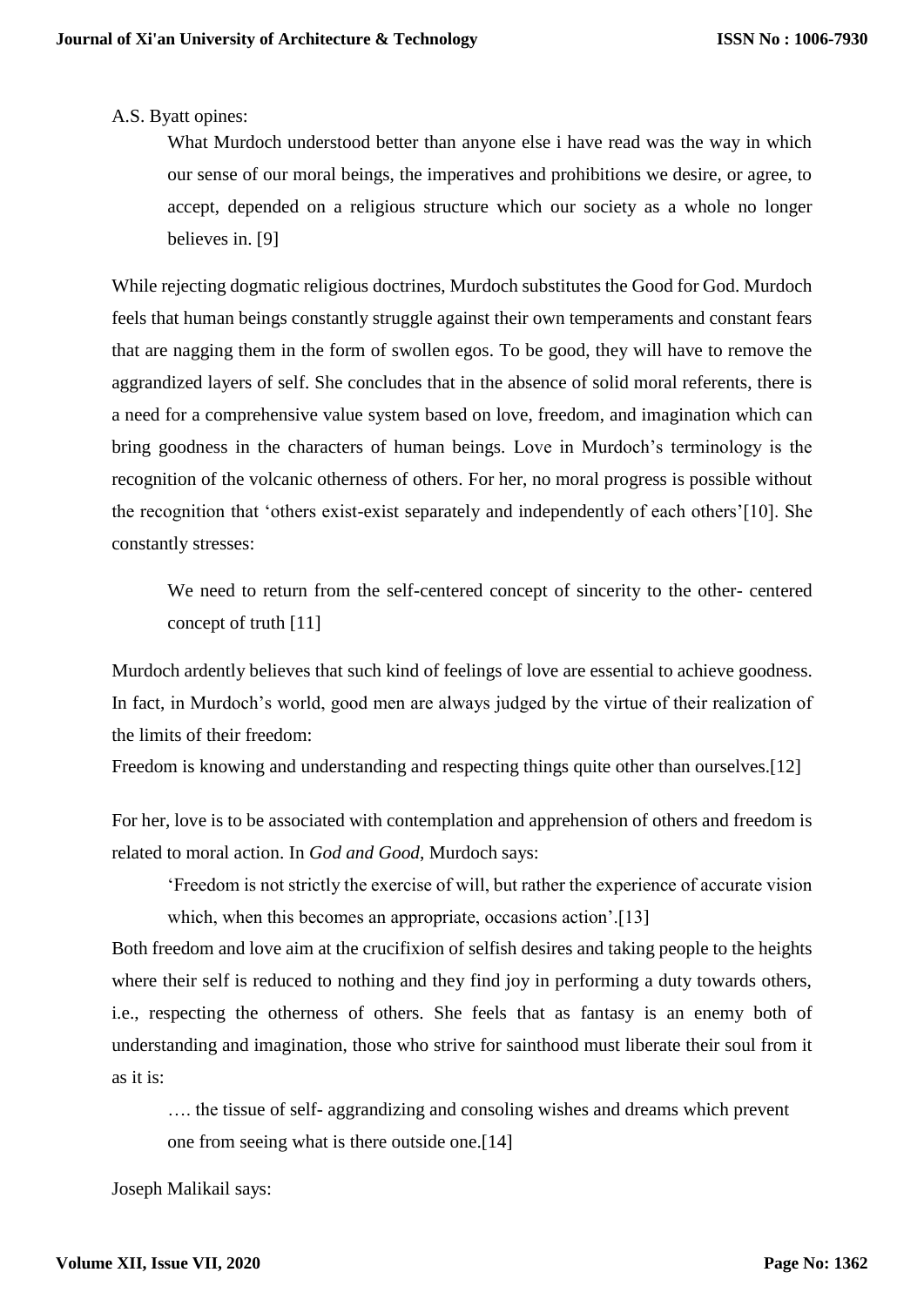A.S. Byatt opines:

> What Murdoch understood better than anyone else i have read was the way in which our sense of our moral beings, the imperatives and prohibitions we desire, or agree, to accept, depended on a religious structure which our society as a whole no longer believes in. [9]

While rejecting dogmatic religious doctrines, Murdoch substitutes the Good for God. Murdoch feels that human beings constantly struggle against their own temperaments and constant fears that are nagging them in the form of swollen egos. To be good, they will have to remove the aggrandized layers of self. She concludes that in the absence of solid moral referents, there is a need for a comprehensive value system based on love, freedom, and imagination which can bring goodness in the characters of human beings. Love in Murdoch's terminology is the recognition of the volcanic otherness of others. For her, no moral progress is possible without the recognition that 'others exist-exist separately and independently of each others'[10]. She constantly stresses:

> We need to return from the self-centered concept of sincerity to the other- centered concept of truth [11]

Murdoch ardently believes that such kind of feelings of love are essential to achieve goodness. In fact, in Murdoch's world, good men are always judged by the virtue of their realization of the limits of their freedom:

Freedom is knowing and understanding and respecting things quite other than ourselves.[12]

For her, love is to be associated with contemplation and apprehension of others and freedom is related to moral action. In *God and Good*, Murdoch says:

> 'Freedom is not strictly the exercise of will, but rather the experience of accurate vision which, when this becomes an appropriate, occasions action'.[13]

Both freedom and love aim at the crucifixion of selfish desires and taking people to the heights where their self is reduced to nothing and they find joy in performing a duty towards others, i.e., respecting the otherness of others. She feels that as fantasy is an enemy both of understanding and imagination, those who strive for sainthood must liberate their soul from it as it is:

> …. the tissue of self- aggrandizing and consoling wishes and dreams which prevent one from seeing what is there outside one.[14]

Joseph Malikail says: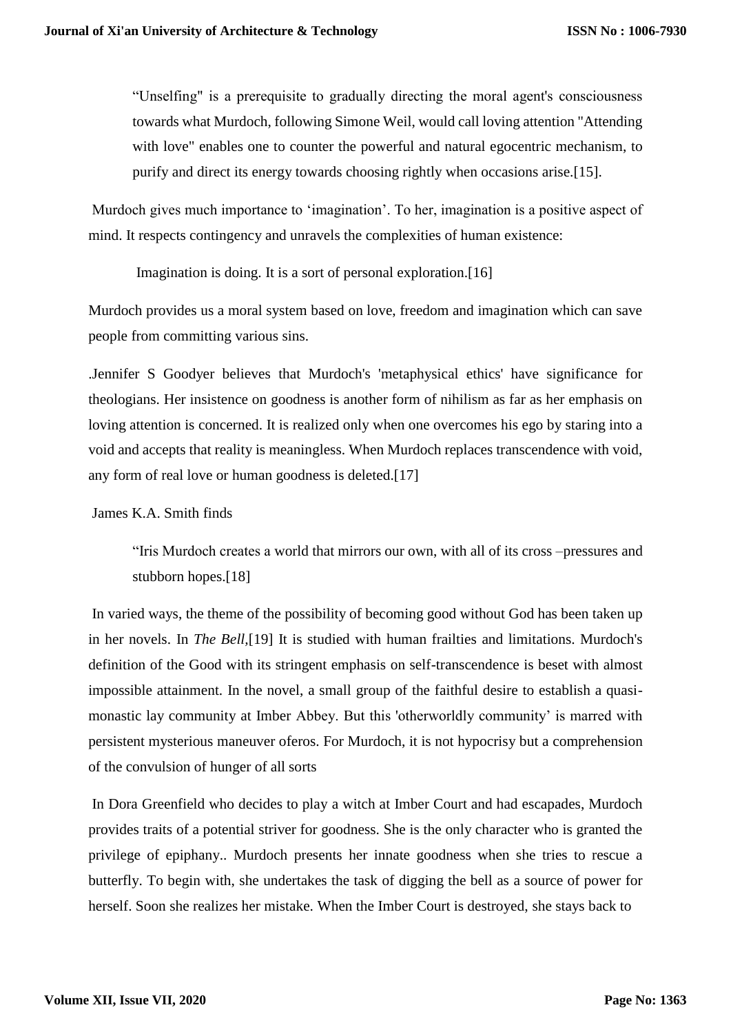> “Unselfing" is a prerequisite to gradually directing the moral agent's consciousness towards what Murdoch, following Simone Weil, would call loving attention "Attending with love" enables one to counter the powerful and natural egocentric mechanism, to purify and direct its energy towards choosing rightly when occasions arise.[15].

Murdoch gives much importance to ‘imagination’. To her, imagination is a positive aspect of mind. It respects contingency and unravels the complexities of human existence:

> Imagination is doing. It is a sort of personal exploration.[16]

Murdoch provides us a moral system based on love, freedom and imagination which can save people from committing various sins.

.Jennifer S Goodyer believes that Murdoch's 'metaphysical ethics' have significance for theologians. Her insistence on goodness is another form of nihilism as far as her emphasis on loving attention is concerned. It is realized only when one overcomes his ego by staring into a void and accepts that reality is meaningless. When Murdoch replaces transcendence with void, any form of real love or human goodness is deleted.[17]

James K.A. Smith finds

> “Iris Murdoch creates a world that mirrors our own, with all of its cross –pressures and stubborn hopes.[18]

In varied ways, the theme of the possibility of becoming good without God has been taken up in her novels. In *The Bell*,[19] It is studied with human frailties and limitations. Murdoch's definition of the Good with its stringent emphasis on self-transcendence is beset with almost impossible attainment. In the novel, a small group of the faithful desire to establish a quasi-monastic lay community at Imber Abbey. But this 'otherworldly community’ is marred with persistent mysterious maneuver oferos. For Murdoch, it is not hypocrisy but a comprehension of the convulsion of hunger of all sorts

In Dora Greenfield who decides to play a witch at Imber Court and had escapades, Murdoch provides traits of a potential striver for goodness. She is the only character who is granted the privilege of epiphany.. Murdoch presents her innate goodness when she tries to rescue a butterfly. To begin with, she undertakes the task of digging the bell as a source of power for herself. Soon she realizes her mistake. When the Imber Court is destroyed, she stays back to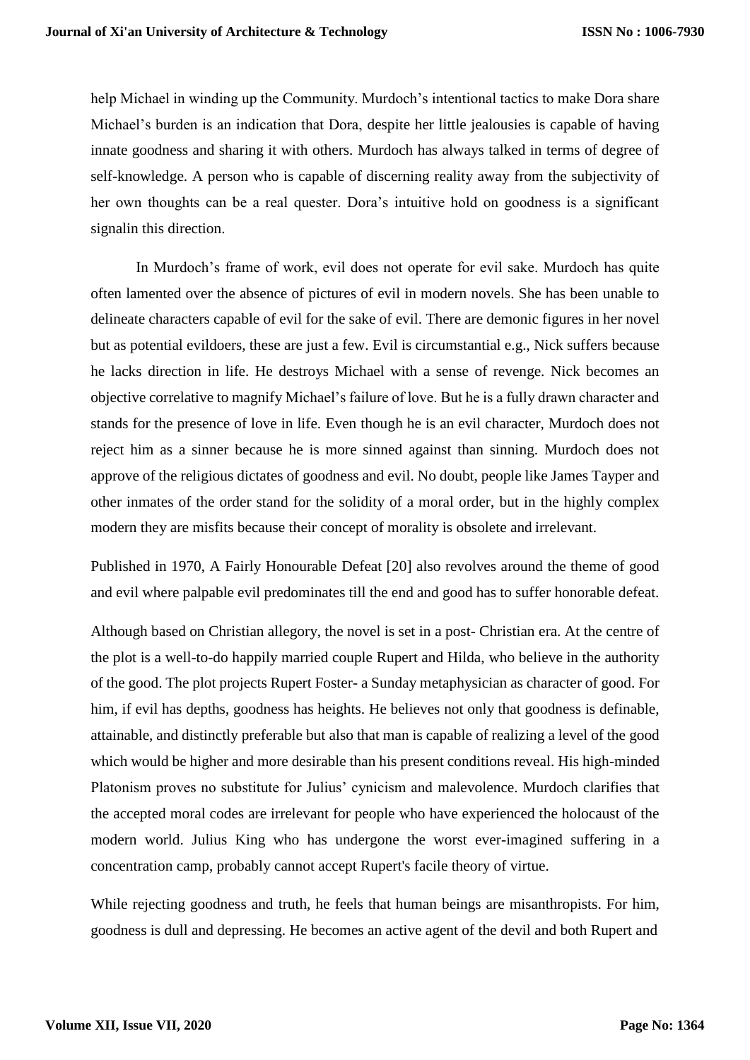help Michael in winding up the Community. Murdoch's intentional tactics to make Dora share Michael's burden is an indication that Dora, despite her little jealousies is capable of having innate goodness and sharing it with others. Murdoch has always talked in terms of degree of self-knowledge. A person who is capable of discerning reality away from the subjectivity of her own thoughts can be a real quester. Dora's intuitive hold on goodness is a significant signalin this direction.

In Murdoch's frame of work, evil does not operate for evil sake. Murdoch has quite often lamented over the absence of pictures of evil in modern novels. She has been unable to delineate characters capable of evil for the sake of evil. There are demonic figures in her novel but as potential evildoers, these are just a few. Evil is circumstantial e.g., Nick suffers because he lacks direction in life. He destroys Michael with a sense of revenge. Nick becomes an objective correlative to magnify Michael's failure of love. But he is a fully drawn character and stands for the presence of love in life. Even though he is an evil character, Murdoch does not reject him as a sinner because he is more sinned against than sinning. Murdoch does not approve of the religious dictates of goodness and evil. No doubt, people like James Tayper and other inmates of the order stand for the solidity of a moral order, but in the highly complex modern they are misfits because their concept of morality is obsolete and irrelevant.

Published in 1970, A Fairly Honourable Defeat [20] also revolves around the theme of good and evil where palpable evil predominates till the end and good has to suffer honorable defeat.

Although based on Christian allegory, the novel is set in a post- Christian era. At the centre of the plot is a well-to-do happily married couple Rupert and Hilda, who believe in the authority of the good. The plot projects Rupert Foster- a Sunday metaphysician as character of good. For him, if evil has depths, goodness has heights. He believes not only that goodness is definable, attainable, and distinctly preferable but also that man is capable of realizing a level of the good which would be higher and more desirable than his present conditions reveal. His high-minded Platonism proves no substitute for Julius' cynicism and malevolence. Murdoch clarifies that the accepted moral codes are irrelevant for people who have experienced the holocaust of the modern world. Julius King who has undergone the worst ever-imagined suffering in a concentration camp, probably cannot accept Rupert's facile theory of virtue.

While rejecting goodness and truth, he feels that human beings are misanthropists. For him, goodness is dull and depressing. He becomes an active agent of the devil and both Rupert and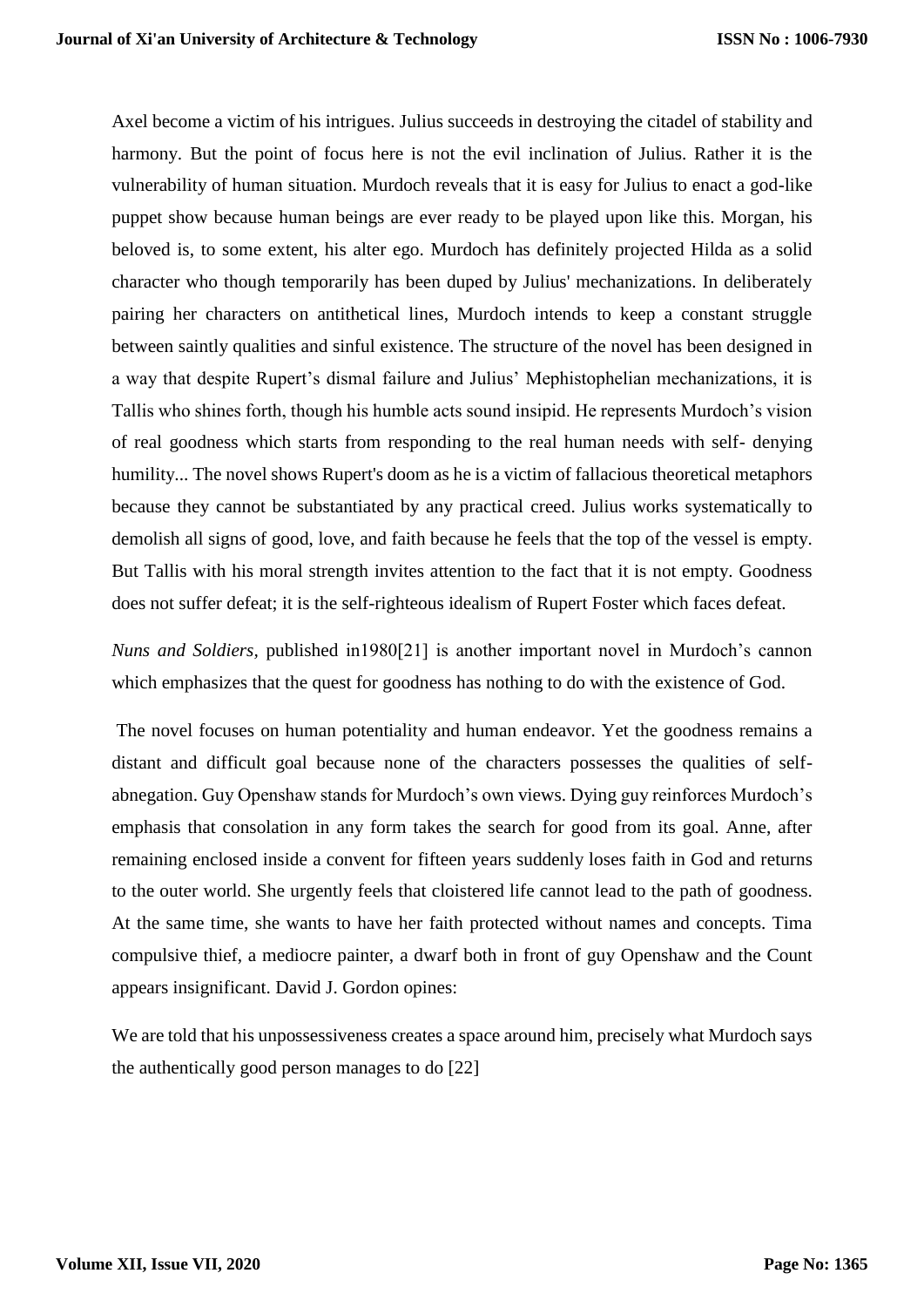Axel become a victim of his intrigues. Julius succeeds in destroying the citadel of stability and harmony. But the point of focus here is not the evil inclination of Julius. Rather it is the vulnerability of human situation. Murdoch reveals that it is easy for Julius to enact a god-like puppet show because human beings are ever ready to be played upon like this. Morgan, his beloved is, to some extent, his alter ego. Murdoch has definitely projected Hilda as a solid character who though temporarily has been duped by Julius' mechanizations. In deliberately pairing her characters on antithetical lines, Murdoch intends to keep a constant struggle between saintly qualities and sinful existence. The structure of the novel has been designed in a way that despite Rupert's dismal failure and Julius' Mephistophelian mechanizations, it is Tallis who shines forth, though his humble acts sound insipid. He represents Murdoch's vision of real goodness which starts from responding to the real human needs with self- denying humility... The novel shows Rupert's doom as he is a victim of fallacious theoretical metaphors because they cannot be substantiated by any practical creed. Julius works systematically to demolish all signs of good, love, and faith because he feels that the top of the vessel is empty. But Tallis with his moral strength invites attention to the fact that it is not empty. Goodness does not suffer defeat; it is the self-righteous idealism of Rupert Foster which faces defeat.

*Nuns and Soldiers,* published in1980[21] is another important novel in Murdoch's cannon which emphasizes that the quest for goodness has nothing to do with the existence of God.

The novel focuses on human potentiality and human endeavor. Yet the goodness remains a distant and difficult goal because none of the characters possesses the qualities of self-abnegation. Guy Openshaw stands for Murdoch's own views. Dying guy reinforces Murdoch's emphasis that consolation in any form takes the search for good from its goal. Anne, after remaining enclosed inside a convent for fifteen years suddenly loses faith in God and returns to the outer world. She urgently feels that cloistered life cannot lead to the path of goodness. At the same time, she wants to have her faith protected without names and concepts. Tima compulsive thief, a mediocre painter, a dwarf both in front of guy Openshaw and the Count appears insignificant. David J. Gordon opines:

We are told that his unpossessiveness creates a space around him, precisely what Murdoch says the authentically good person manages to do [22]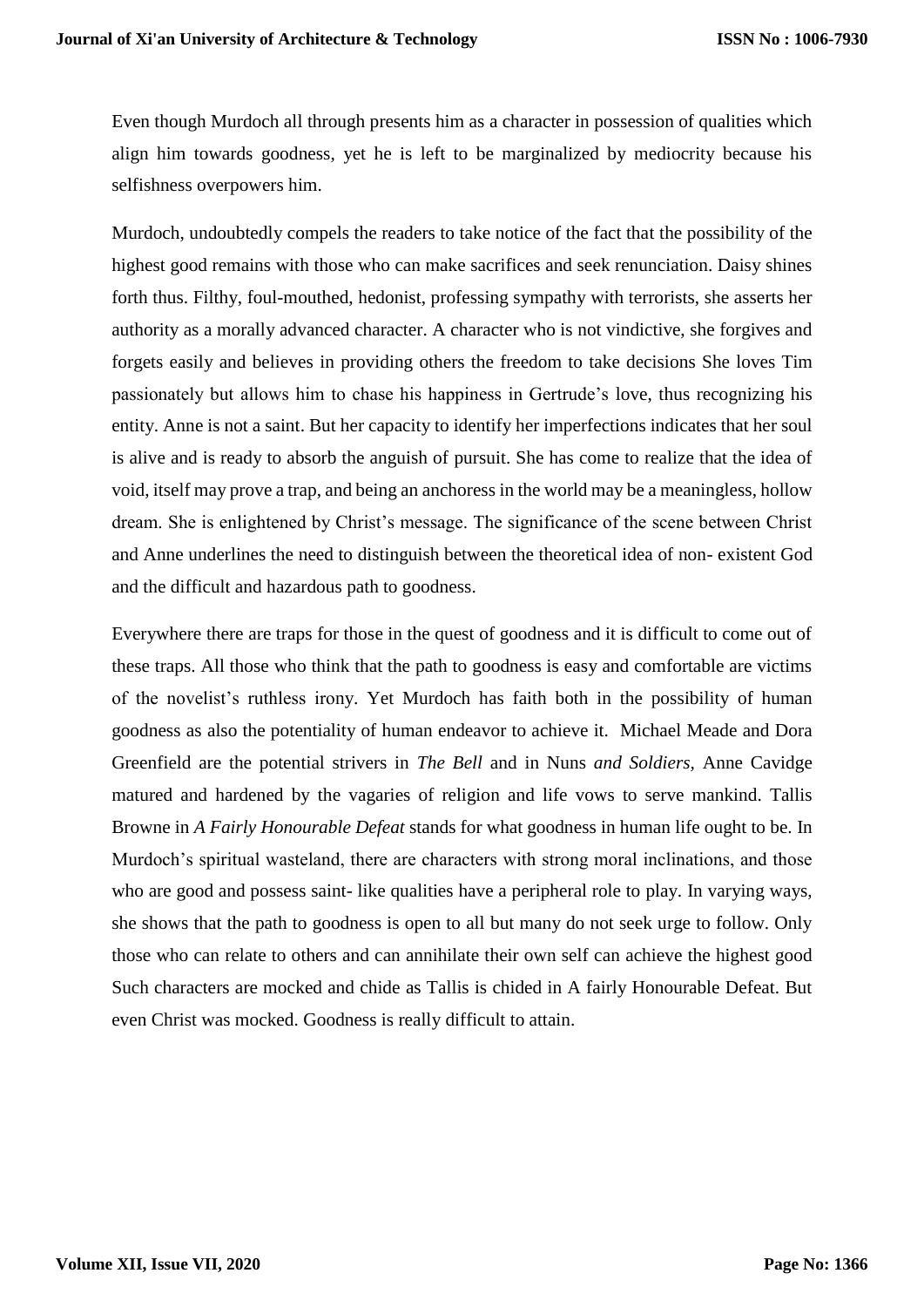Even though Murdoch all through presents him as a character in possession of qualities which align him towards goodness, yet he is left to be marginalized by mediocrity because his selfishness overpowers him.

Murdoch, undoubtedly compels the readers to take notice of the fact that the possibility of the highest good remains with those who can make sacrifices and seek renunciation. Daisy shines forth thus. Filthy, foul-mouthed, hedonist, professing sympathy with terrorists, she asserts her authority as a morally advanced character. A character who is not vindictive, she forgives and forgets easily and believes in providing others the freedom to take decisions She loves Tim passionately but allows him to chase his happiness in Gertrude's love, thus recognizing his entity. Anne is not a saint. But her capacity to identify her imperfections indicates that her soul is alive and is ready to absorb the anguish of pursuit. She has come to realize that the idea of void, itself may prove a trap, and being an anchoress in the world may be a meaningless, hollow dream. She is enlightened by Christ's message. The significance of the scene between Christ and Anne underlines the need to distinguish between the theoretical idea of non- existent God and the difficult and hazardous path to goodness.

Everywhere there are traps for those in the quest of goodness and it is difficult to come out of these traps. All those who think that the path to goodness is easy and comfortable are victims of the novelist's ruthless irony. Yet Murdoch has faith both in the possibility of human goodness as also the potentiality of human endeavor to achieve it. Michael Meade and Dora Greenfield are the potential strivers in *The Bell* and in Nuns *and Soldiers*, Anne Cavidge matured and hardened by the vagaries of religion and life vows to serve mankind. Tallis Browne in *A Fairly Honourable Defeat* stands for what goodness in human life ought to be. In Murdoch's spiritual wasteland, there are characters with strong moral inclinations, and those who are good and possess saint- like qualities have a peripheral role to play. In varying ways, she shows that the path to goodness is open to all but many do not seek urge to follow. Only those who can relate to others and can annihilate their own self can achieve the highest good Such characters are mocked and chide as Tallis is chided in A fairly Honourable Defeat. But even Christ was mocked. Goodness is really difficult to attain.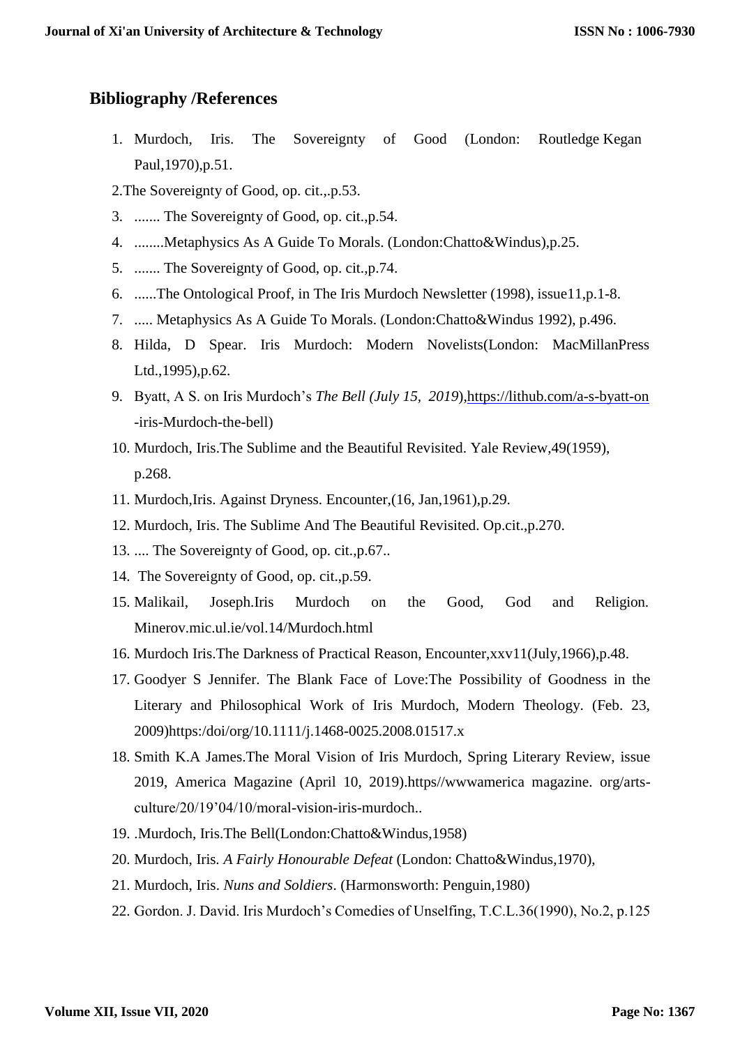## Bibliography /References

1. Murdoch, Iris. The Sovereignty of Good (London: Routledge Kegan Paul,1970),p.51.

2.The Sovereignty of Good, op. cit.,.p.53.

3. ....... The Sovereignty of Good, op. cit.,p.54.
4. ........Metaphysics As A Guide To Morals. (London:Chatto&Windus),p.25.
5. ....... The Sovereignty of Good, op. cit.,p.74.
6. ......The Ontological Proof, in The Iris Murdoch Newsletter (1998), issue11,p.1-8.
7. ..... Metaphysics As A Guide To Morals. (London:Chatto&Windus 1992), p.496.
8. Hilda, D Spear. Iris Murdoch: Modern Novelists(London: MacMillanPress Ltd.,1995),p.62.
9. Byatt, A S. on Iris Murdoch's *The Bell (July 15, 2019*),https://lithub.com/a-s-byatt-on-iris-Murdoch-the-bell)
10. Murdoch, Iris.The Sublime and the Beautiful Revisited. Yale Review,49(1959), p.268.
11. Murdoch,Iris. Against Dryness. Encounter,(16, Jan,1961),p.29.
12. Murdoch, Iris. The Sublime And The Beautiful Revisited. Op.cit.,p.270.
13. .... The Sovereignty of Good, op. cit.,p.67..
14. The Sovereignty of Good, op. cit.,p.59.
15. Malikail, Joseph.Iris Murdoch on the Good, God and Religion. Minerov.mic.ul.ie/vol.14/Murdoch.html
16. Murdoch Iris.The Darkness of Practical Reason, Encounter,xxv11(July,1966),p.48.
17. Goodyer S Jennifer. The Blank Face of Love:The Possibility of Goodness in the Literary and Philosophical Work of Iris Murdoch, Modern Theology. (Feb. 23, 2009)https:/doi/org/10.1111/j.1468-0025.2008.01517.x
18. Smith K.A James.The Moral Vision of Iris Murdoch, Spring Literary Review, issue 2019, America Magazine (April 10, 2019).https//wwwamerica magazine. org/arts-culture/20/19'04/10/moral-vision-iris-murdoch..
19. .Murdoch, Iris.The Bell(London:Chatto&Windus,1958)
20. Murdoch, Iris. *A Fairly Honourable Defeat* (London: Chatto&Windus,1970),
21. Murdoch, Iris. *Nuns and Soldiers*. (Harmonsworth: Penguin,1980)
22. Gordon. J. David. Iris Murdoch's Comedies of Unselfing, T.C.L.36(1990), No.2, p.125